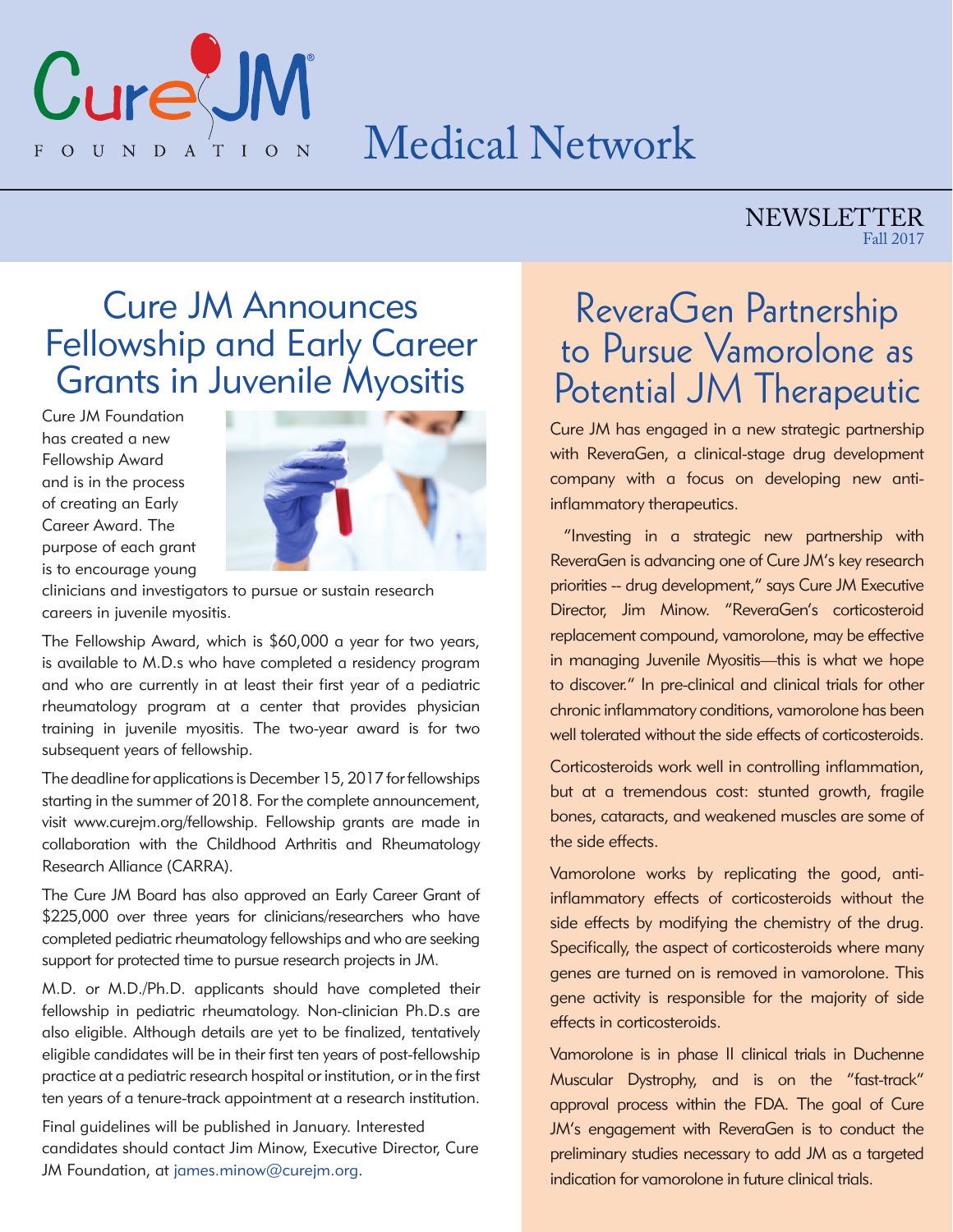# Cure JM Foundation Medical Network

NEWSLETTER
Fall 2017

## Cure JM Announces Fellowship and Early Career Grants in Juvenile Myositis

Cure JM Foundation has created a new Fellowship Award and is in the process of creating an Early Career Award. The purpose of each grant is to encourage young clinicians and investigators to pursue or sustain research careers in juvenile myositis.

The Fellowship Award, which is $60,000 a year for two years, is available to M.D.s who have completed a residency program and who are currently in at least their first year of a pediatric rheumatology program at a center that provides physician training in juvenile myositis. The two-year award is for two subsequent years of fellowship.

The deadline for applications is December 15, 2017 for fellowships starting in the summer of 2018. For the complete announcement, visit www.curejm.org/fellowship. Fellowship grants are made in collaboration with the Childhood Arthritis and Rheumatology Research Alliance (CARRA).

The Cure JM Board has also approved an Early Career Grant of $225,000 over three years for clinicians/researchers who have completed pediatric rheumatology fellowships and who are seeking support for protected time to pursue research projects in JM.

M.D. or M.D./Ph.D. applicants should have completed their fellowship in pediatric rheumatology. Non-clinician Ph.D.s are also eligible. Although details are yet to be finalized, tentatively eligible candidates will be in their first ten years of post-fellowship practice at a pediatric research hospital or institution, or in the first ten years of a tenure-track appointment at a research institution.

Final guidelines will be published in January. Interested candidates should contact Jim Minow, Executive Director, Cure JM Foundation, at james.minow@curejm.org.

## ReveraGen Partnership to Pursue Vamorolone as Potential JM Therapeutic

Cure JM has engaged in a new strategic partnership with ReveraGen, a clinical-stage drug development company with a focus on developing new anti-inflammatory therapeutics.

"Investing in a strategic new partnership with ReveraGen is advancing one of Cure JM's key research priorities -- drug development," says Cure JM Executive Director, Jim Minow. "ReveraGen's corticosteroid replacement compound, vamorolone, may be effective in managing Juvenile Myositis—this is what we hope to discover." In pre-clinical and clinical trials for other chronic inflammatory conditions, vamorolone has been well tolerated without the side effects of corticosteroids.

Corticosteroids work well in controlling inflammation, but at a tremendous cost: stunted growth, fragile bones, cataracts, and weakened muscles are some of the side effects.

Vamorolone works by replicating the good, anti-inflammatory effects of corticosteroids without the side effects by modifying the chemistry of the drug. Specifically, the aspect of corticosteroids where many genes are turned on is removed in vamorolone. This gene activity is responsible for the majority of side effects in corticosteroids.

Vamorolone is in phase II clinical trials in Duchenne Muscular Dystrophy, and is on the "fast-track" approval process within the FDA. The goal of Cure JM's engagement with ReveraGen is to conduct the preliminary studies necessary to add JM as a targeted indication for vamorolone in future clinical trials.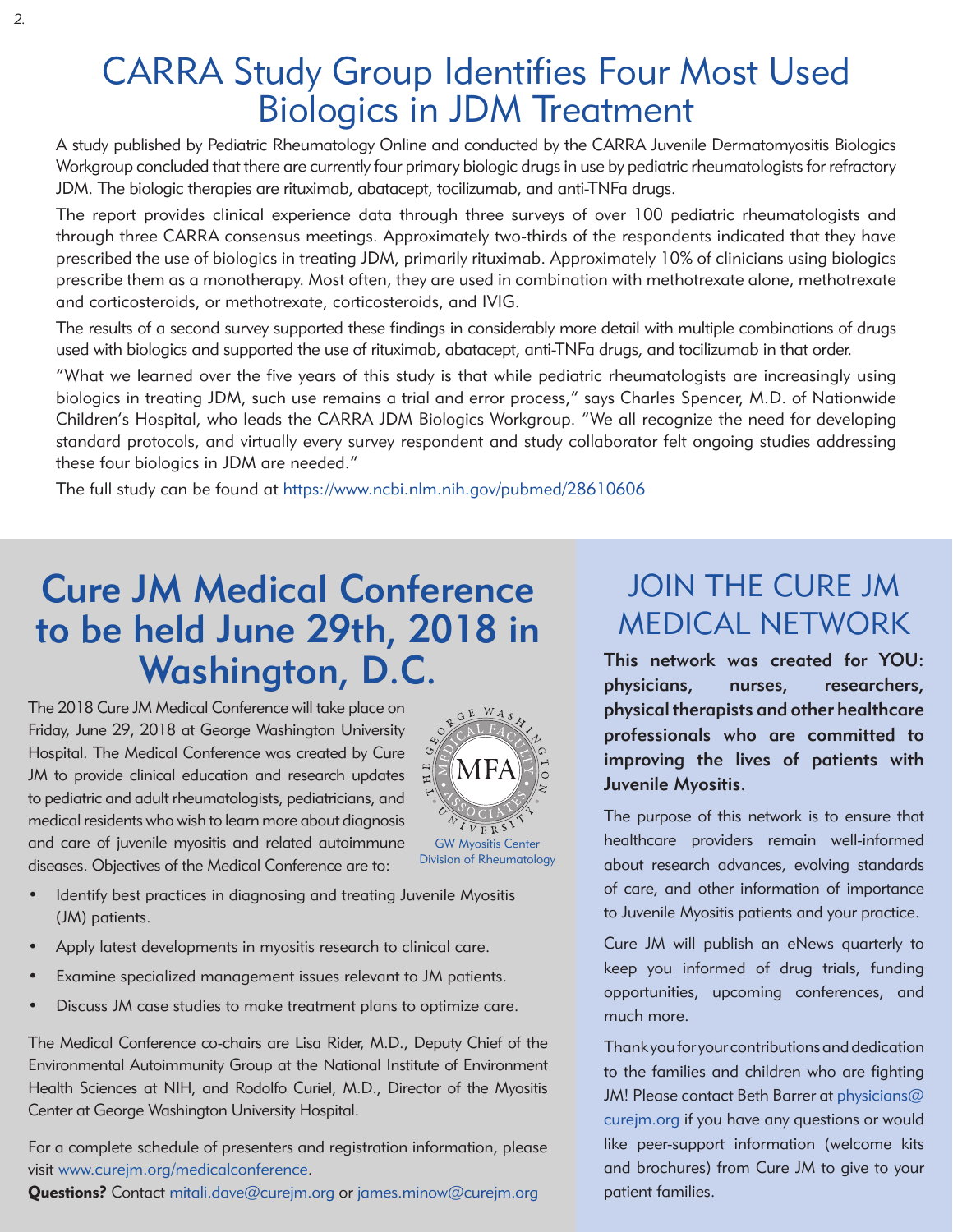# CARRA Study Group Identifies Four Most Used Biologics in JDM Treatment

A study published by Pediatric Rheumatology Online and conducted by the CARRA Juvenile Dermatomyositis Biologics Workgroup concluded that there are currently four primary biologic drugs in use by pediatric rheumatologists for refractory JDM. The biologic therapies are rituximab, abatacept, tocilizumab, and anti-TNFa drugs.

The report provides clinical experience data through three surveys of over 100 pediatric rheumatologists and through three CARRA consensus meetings. Approximately two-thirds of the respondents indicated that they have prescribed the use of biologics in treating JDM, primarily rituximab. Approximately 10% of clinicians using biologics prescribe them as a monotherapy. Most often, they are used in combination with methotrexate alone, methotrexate and corticosteroids, or methotrexate, corticosteroids, and IVIG.

The results of a second survey supported these findings in considerably more detail with multiple combinations of drugs used with biologics and supported the use of rituximab, abatacept, anti-TNFa drugs, and tocilizumab in that order.

"What we learned over the five years of this study is that while pediatric rheumatologists are increasingly using biologics in treating JDM, such use remains a trial and error process," says Charles Spencer, M.D. of Nationwide Children's Hospital, who leads the CARRA JDM Biologics Workgroup. "We all recognize the need for developing standard protocols, and virtually every survey respondent and study collaborator felt ongoing studies addressing these four biologics in JDM are needed."

The full study can be found at https://www.ncbi.nlm.nih.gov/pubmed/28610606

## Cure JM Medical Conference to be held June 29th, 2018 in Washington, D.C.

The 2018 Cure JM Medical Conference will take place on Friday, June 29, 2018 at George Washington University Hospital. The Medical Conference was created by Cure JM to provide clinical education and research updates to pediatric and adult rheumatologists, pediatricians, and medical residents who wish to learn more about diagnosis and care of juvenile myositis and related autoimmune diseases. Objectives of the Medical Conference are to:

GW Myositis Center
Division of Rheumatology

- Identify best practices in diagnosing and treating Juvenile Myositis (JM) patients.
- Apply latest developments in myositis research to clinical care.
- Examine specialized management issues relevant to JM patients.
- Discuss JM case studies to make treatment plans to optimize care.

The Medical Conference co-chairs are Lisa Rider, M.D., Deputy Chief of the Environmental Autoimmunity Group at the National Institute of Environment Health Sciences at NIH, and Rodolfo Curiel, M.D., Director of the Myositis Center at George Washington University Hospital.

For a complete schedule of presenters and registration information, please visit www.curejm.org/medicalconference.

**Questions?** Contact mitali.dave@curejm.org or james.minow@curejm.org

## JOIN THE CURE JM MEDICAL NETWORK

**This network was created for YOU: physicians, nurses, researchers, physical therapists and other healthcare professionals who are committed to improving the lives of patients with Juvenile Myositis.**

The purpose of this network is to ensure that healthcare providers remain well-informed about research advances, evolving standards of care, and other information of importance to Juvenile Myositis patients and your practice.

Cure JM will publish an eNews quarterly to keep you informed of drug trials, funding opportunities, upcoming conferences, and much more.

Thank you for your contributions and dedication to the families and children who are fighting JM! Please contact Beth Barrer at physicians@curejm.org if you have any questions or would like peer-support information (welcome kits and brochures) from Cure JM to give to your patient families.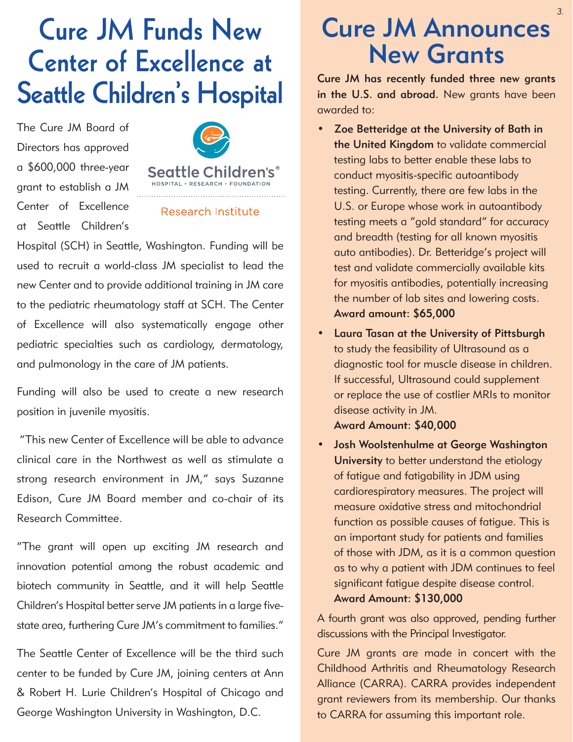# Cure JM Funds New Center of Excellence at Seattle Children's Hospital

The Cure JM Board of Directors has approved a $600,000 three-year grant to establish a JM Center of Excellence at Seattle Children's Hospital (SCH) in Seattle, Washington. Funding will be used to recruit a world-class JM specialist to lead the new Center and to provide additional training in JM care to the pediatric rheumatology staff at SCH. The Center of Excellence will also systematically engage other pediatric specialties such as cardiology, dermatology, and pulmonology in the care of JM patients.

Funding will also be used to create a new research position in juvenile myositis.

"This new Center of Excellence will be able to advance clinical care in the Northwest as well as stimulate a strong research environment in JM," says Suzanne Edison, Cure JM Board member and co-chair of its Research Committee.

"The grant will open up exciting JM research and innovation potential among the robust academic and biotech community in Seattle, and it will help Seattle Children's Hospital better serve JM patients in a large five-state area, furthering Cure JM's commitment to families."

The Seattle Center of Excellence will be the third such center to be funded by Cure JM, joining centers at Ann & Robert H. Lurie Children's Hospital of Chicago and George Washington University in Washington, D.C.

# Cure JM Announces New Grants

**Cure JM has recently funded three new grants in the U.S. and abroad.** New grants have been awarded to:

- **Zoe Betteridge at the University of Bath in the United Kingdom** to validate commercial testing labs to better enable these labs to conduct myositis-specific autoantibody testing. Currently, there are few labs in the U.S. or Europe whose work in autoantibody testing meets a "gold standard" for accuracy and breadth (testing for all known myositis auto antibodies). Dr. Betteridge's project will test and validate commercially available kits for myositis antibodies, potentially increasing the number of lab sites and lowering costs.
  **Award amount: $65,000**
- **Laura Tasan at the University of Pittsburgh** to study the feasibility of Ultrasound as a diagnostic tool for muscle disease in children. If successful, Ultrasound could supplement or replace the use of costlier MRIs to monitor disease activity in JM.
  **Award Amount: $40,000**
- **Josh Woolstenhulme at George Washington University** to better understand the etiology of fatigue and fatigability in JDM using cardiorespiratory measures. The project will measure oxidative stress and mitochondrial function as possible causes of fatigue. This is an important study for patients and families of those with JDM, as it is a common question as to why a patient with JDM continues to feel significant fatigue despite disease control.
  **Award Amount: $130,000**

A fourth grant was also approved, pending further discussions with the Principal Investigator.

Cure JM grants are made in concert with the Childhood Arthritis and Rheumatology Research Alliance (CARRA). CARRA provides independent grant reviewers from its membership. Our thanks to CARRA for assuming this important role.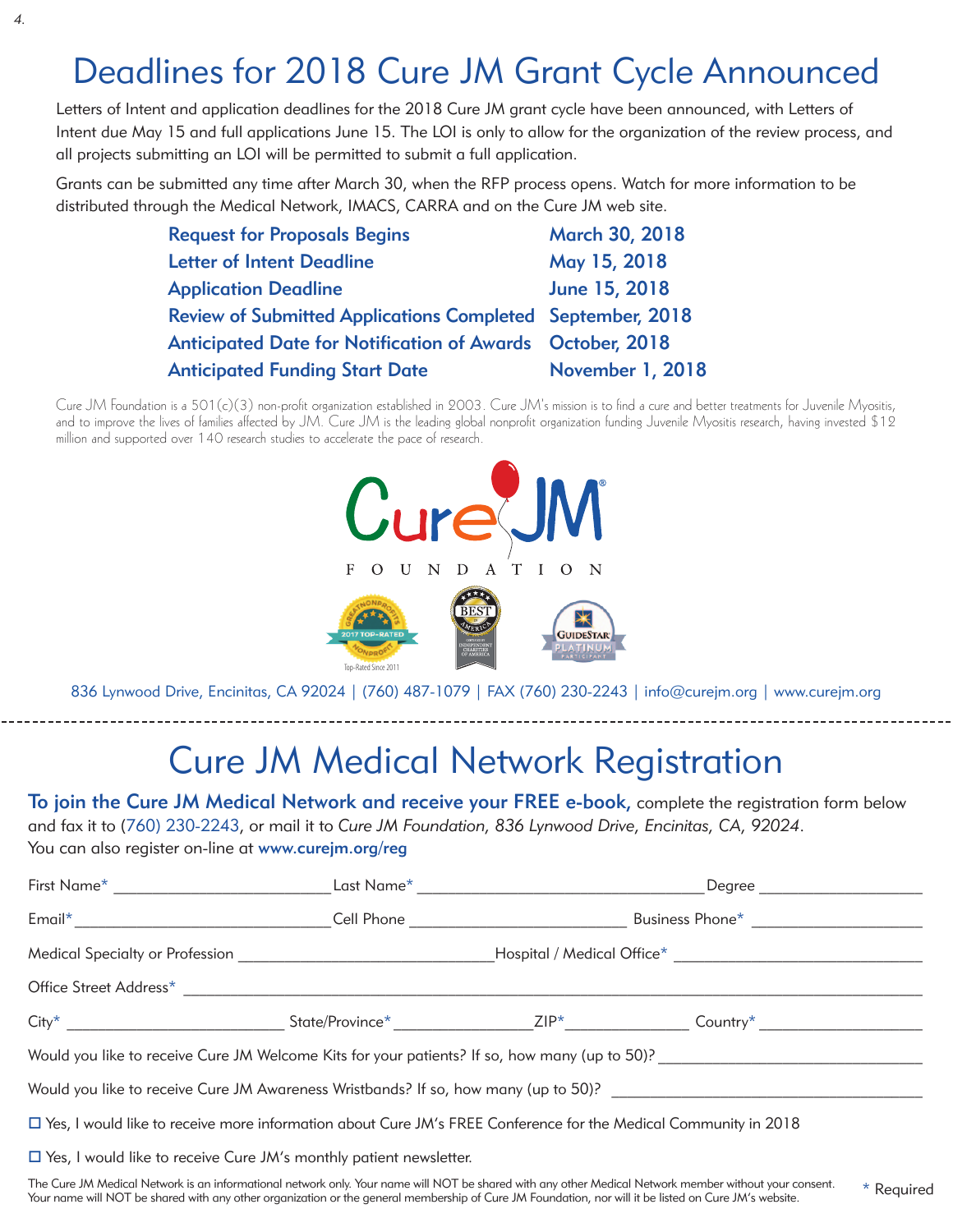# Deadlines for 2018 Cure JM Grant Cycle Announced

Letters of Intent and application deadlines for the 2018 Cure JM grant cycle have been announced, with Letters of Intent due May 15 and full applications June 15. The LOI is only to allow for the organization of the review process, and all projects submitting an LOI will be permitted to submit a full application.

Grants can be submitted any time after March 30, when the RFP process opens. Watch for more information to be distributed through the Medical Network, IMACS, CARRA and on the Cure JM web site.

| | |
|---|---|
| **Request for Proposals Begins** | **March 30, 2018** |
| **Letter of Intent Deadline** | **May 15, 2018** |
| **Application Deadline** | **June 15, 2018** |
| **Review of Submitted Applications Completed** | **September, 2018** |
| **Anticipated Date for Notification of Awards** | **October, 2018** |
| **Anticipated Funding Start Date** | **November 1, 2018** |

Cure JM Foundation is a 501(c)(3) non-profit organization established in 2003. Cure JM's mission is to find a cure and better treatments for Juvenile Myositis, and to improve the lives of families affected by JM. Cure JM is the leading global nonprofit organization funding Juvenile Myositis research, having invested $12 million and supported over 140 research studies to accelerate the pace of research.

Cure JM® FOUNDATION

2017 TOP-RATED NONPROFIT — Top-Rated Since 2011 | BEST IN AMERICA | GUIDESTAR PLATINUM PARTICIPANT

836 Lynwood Drive, Encinitas, CA 92024 | (760) 487-1079 | FAX (760) 230-2243 | info@curejm.org | www.curejm.org

---

# Cure JM Medical Network Registration

**To join the Cure JM Medical Network and receive your FREE e-book,** complete the registration form below and fax it to (760) 230-2243, or mail it to *Cure JM Foundation, 836 Lynwood Drive, Encinitas, CA, 92024*. You can also register on-line at **www.curejm.org/reg**

First Name* ____________ Last Name* ____________ Degree ____________

Email* ____________ Cell Phone ____________ Business Phone* ____________

Medical Specialty or Profession ____________ Hospital / Medical Office* ____________

Office Street Address* ____________

City* ____________ State/Province* ____________ ZIP* ____________ Country* ____________

Would you like to receive Cure JM Welcome Kits for your patients? If so, how many (up to 50)? ____________

Would you like to receive Cure JM Awareness Wristbands? If so, how many (up to 50)? ____________

☐ Yes, I would like to receive more information about Cure JM's FREE Conference for the Medical Community in 2018

☐ Yes, I would like to receive Cure JM's monthly patient newsletter.

The Cure JM Medical Network is an informational network only. Your name will NOT be shared with any other Medical Network member without your consent. Your name will NOT be shared with any other organization or the general membership of Cure JM Foundation, nor will it be listed on Cure JM's website.

\* Required